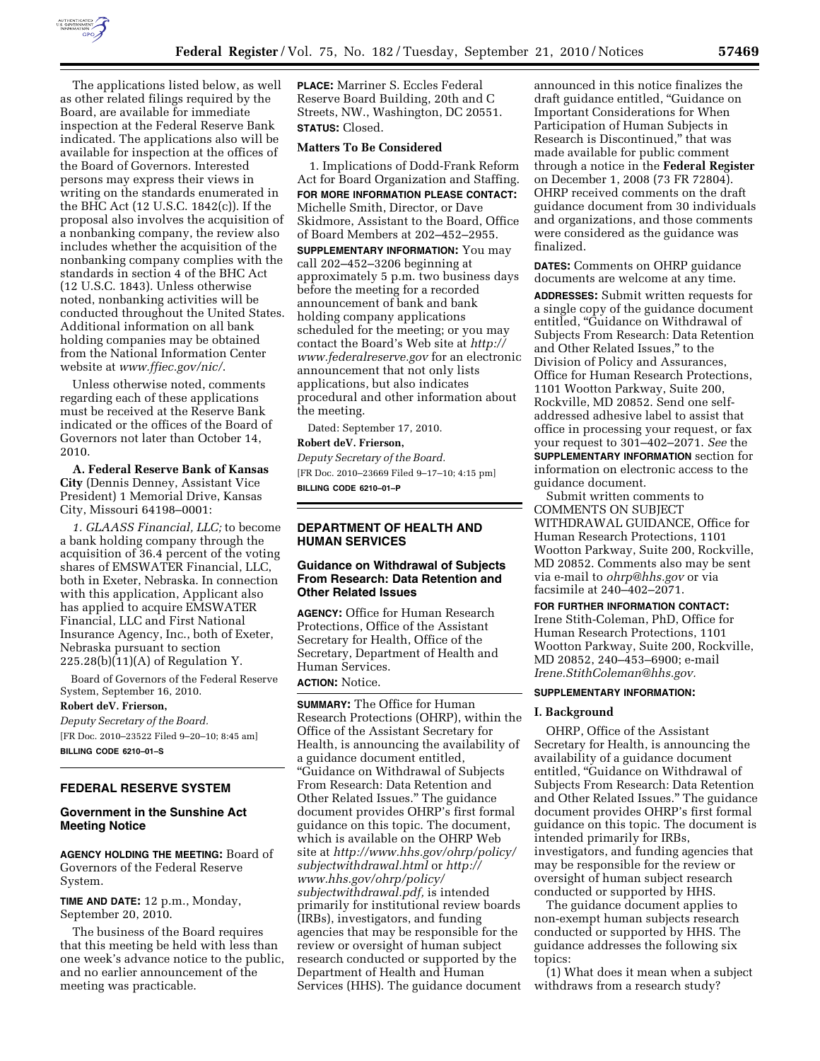The applications listed below, as well as other related filings required by the Board, are available for immediate inspection at the Federal Reserve Bank indicated. The applications also will be available for inspection at the offices of the Board of Governors. Interested persons may express their views in writing on the standards enumerated in the BHC Act (12 U.S.C. 1842(c)). If the proposal also involves the acquisition of a nonbanking company, the review also includes whether the acquisition of the nonbanking company complies with the standards in section 4 of the BHC Act (12 U.S.C. 1843). Unless otherwise noted, nonbanking activities will be conducted throughout the United States. Additional information on all bank holding companies may be obtained from the National Information Center website at *www.ffiec.gov/nic/*.

Unless otherwise noted, comments regarding each of these applications must be received at the Reserve Bank indicated or the offices of the Board of Governors not later than October 14, 2010.

**A. Federal Reserve Bank of Kansas City** (Dennis Denney, Assistant Vice President) 1 Memorial Drive, Kansas City, Missouri 64198–0001:

*1. GLAASS Financial, LLC;* to become a bank holding company through the acquisition of 36.4 percent of the voting shares of EMSWATER Financial, LLC, both in Exeter, Nebraska. In connection with this application, Applicant also has applied to acquire EMSWATER Financial, LLC and First National Insurance Agency, Inc., both of Exeter, Nebraska pursuant to section 225.28(b)(11)(A) of Regulation Y.

Board of Governors of the Federal Reserve System, September 16, 2010.

**Robert deV. Frierson,**

*Deputy Secretary of the Board.*

[FR Doc. 2010–23522 Filed 9–20–10; 8:45 am]

**BILLING CODE 6210–01–S**

## FEDERAL RESERVE SYSTEM

### Government in the Sunshine Act Meeting Notice

**AGENCY HOLDING THE MEETING:** Board of Governors of the Federal Reserve System.

**TIME AND DATE:** 12 p.m., Monday, September 20, 2010.

The business of the Board requires that this meeting be held with less than one week's advance notice to the public, and no earlier announcement of the meeting was practicable.

**PLACE:** Marriner S. Eccles Federal Reserve Board Building, 20th and C Streets, NW., Washington, DC 20551.

**STATUS:** Closed.

**Matters To Be Considered**

1. Implications of Dodd-Frank Reform Act for Board Organization and Staffing.

**FOR MORE INFORMATION PLEASE CONTACT:** Michelle Smith, Director, or Dave Skidmore, Assistant to the Board, Office of Board Members at 202–452–2955.

**SUPPLEMENTARY INFORMATION:** You may call 202–452–3206 beginning at approximately 5 p.m. two business days before the meeting for a recorded announcement of bank and bank holding company applications scheduled for the meeting; or you may contact the Board's Web site at *http://www.federalreserve.gov* for an electronic announcement that not only lists applications, but also indicates procedural and other information about the meeting.

Dated: September 17, 2010.

**Robert deV. Frierson,**

*Deputy Secretary of the Board.*

[FR Doc. 2010–23669 Filed 9–17–10; 4:15 pm]

**BILLING CODE 6210–01–P**

## DEPARTMENT OF HEALTH AND HUMAN SERVICES

### Guidance on Withdrawal of Subjects From Research: Data Retention and Other Related Issues

**AGENCY:** Office for Human Research Protections, Office of the Assistant Secretary for Health, Office of the Secretary, Department of Health and Human Services.

**ACTION:** Notice.

**SUMMARY:** The Office for Human Research Protections (OHRP), within the Office of the Assistant Secretary for Health, is announcing the availability of a guidance document entitled, "Guidance on Withdrawal of Subjects From Research: Data Retention and Other Related Issues." The guidance document provides OHRP's first formal guidance on this topic. The document, which is available on the OHRP Web site at *http://www.hhs.gov/ohrp/policy/subjectwithdrawal.html* or *http://www.hhs.gov/ohrp/policy/subjectwithdrawal.pdf,* is intended primarily for institutional review boards (IRBs), investigators, and funding agencies that may be responsible for the review or oversight of human subject research conducted or supported by the Department of Health and Human Services (HHS). The guidance document announced in this notice finalizes the draft guidance entitled, "Guidance on Important Considerations for When Participation of Human Subjects in Research is Discontinued," that was made available for public comment through a notice in the **Federal Register** on December 1, 2008 (73 FR 72804). OHRP received comments on the draft guidance document from 30 individuals and organizations, and those comments were considered as the guidance was finalized.

**DATES:** Comments on OHRP guidance documents are welcome at any time.

**ADDRESSES:** Submit written requests for a single copy of the guidance document entitled, "Guidance on Withdrawal of Subjects From Research: Data Retention and Other Related Issues," to the Division of Policy and Assurances, Office for Human Research Protections, 1101 Wootton Parkway, Suite 200, Rockville, MD 20852. Send one self-addressed adhesive label to assist that office in processing your request, or fax your request to 301–402–2071. *See* the **SUPPLEMENTARY INFORMATION** section for information on electronic access to the guidance document.

Submit written comments to COMMENTS ON SUBJECT WITHDRAWAL GUIDANCE, Office for Human Research Protections, 1101 Wootton Parkway, Suite 200, Rockville, MD 20852. Comments also may be sent via e-mail to *ohrp@hhs.gov* or via facsimile at 240–402–2071.

**FOR FURTHER INFORMATION CONTACT:** Irene Stith-Coleman, PhD, Office for Human Research Protections, 1101 Wootton Parkway, Suite 200, Rockville, MD 20852, 240–453–6900; e-mail *Irene.StithColeman@hhs.gov.*

**SUPPLEMENTARY INFORMATION:**

**I. Background**

OHRP, Office of the Assistant Secretary for Health, is announcing the availability of a guidance document entitled, "Guidance on Withdrawal of Subjects From Research: Data Retention and Other Related Issues." The guidance document provides OHRP's first formal guidance on this topic. The document is intended primarily for IRBs, investigators, and funding agencies that may be responsible for the review or oversight of human subject research conducted or supported by HHS.

The guidance document applies to non-exempt human subjects research conducted or supported by HHS. The guidance addresses the following six topics:

(1) What does it mean when a subject withdraws from a research study?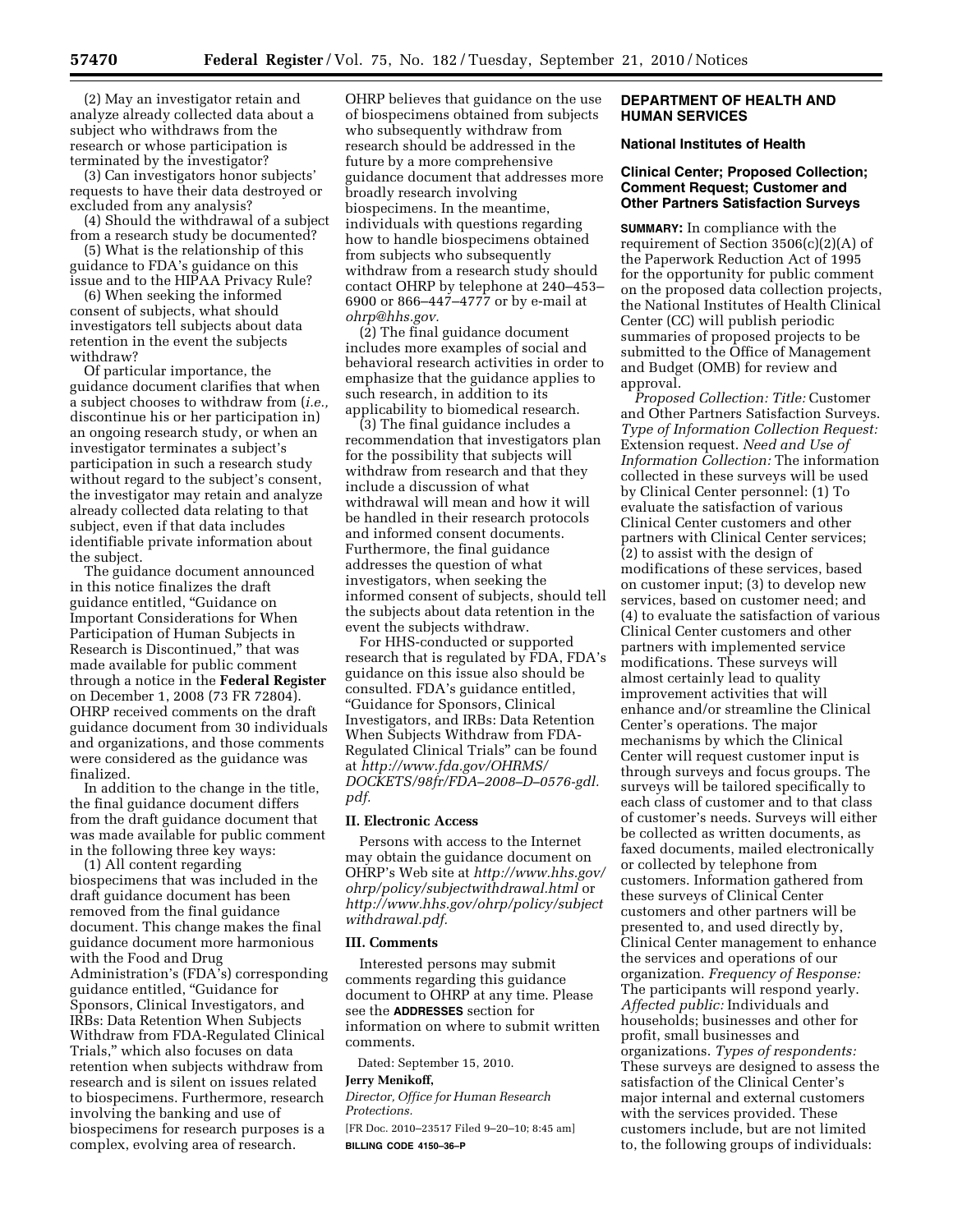(2) May an investigator retain and analyze already collected data about a subject who withdraws from the research or whose participation is terminated by the investigator?

(3) Can investigators honor subjects' requests to have their data destroyed or excluded from any analysis?

(4) Should the withdrawal of a subject from a research study be documented?

(5) What is the relationship of this guidance to FDA's guidance on this issue and to the HIPAA Privacy Rule?

(6) When seeking the informed consent of subjects, what should investigators tell subjects about data retention in the event the subjects withdraw?

Of particular importance, the guidance document clarifies that when a subject chooses to withdraw from (*i.e.,* discontinue his or her participation in) an ongoing research study, or when an investigator terminates a subject's participation in such a research study without regard to the subject's consent, the investigator may retain and analyze already collected data relating to that subject, even if that data includes identifiable private information about the subject.

The guidance document announced in this notice finalizes the draft guidance entitled, "Guidance on Important Considerations for When Participation of Human Subjects in Research is Discontinued," that was made available for public comment through a notice in the **Federal Register** on December 1, 2008 (73 FR 72804). OHRP received comments on the draft guidance document from 30 individuals and organizations, and those comments were considered as the guidance was finalized.

In addition to the change in the title, the final guidance document differs from the draft guidance document that was made available for public comment in the following three key ways:

(1) All content regarding biospecimens that was included in the draft guidance document has been removed from the final guidance document. This change makes the final guidance document more harmonious with the Food and Drug Administration's (FDA's) corresponding guidance entitled, "Guidance for Sponsors, Clinical Investigators, and IRBs: Data Retention When Subjects Withdraw from FDA-Regulated Clinical Trials," which also focuses on data retention when subjects withdraw from research and is silent on issues related to biospecimens. Furthermore, research involving the banking and use of biospecimens for research purposes is a complex, evolving area of research. OHRP believes that guidance on the use of biospecimens obtained from subjects who subsequently withdraw from research should be addressed in the future by a more comprehensive guidance document that addresses more broadly research involving biospecimens. In the meantime, individuals with questions regarding how to handle biospecimens obtained from subjects who subsequently withdraw from a research study should contact OHRP by telephone at 240–453–6900 or 866–447–4777 or by e-mail at *ohrp@hhs.gov.*

(2) The final guidance document includes more examples of social and behavioral research activities in order to emphasize that the guidance applies to such research, in addition to its applicability to biomedical research.

(3) The final guidance includes a recommendation that investigators plan for the possibility that subjects will withdraw from research and that they include a discussion of what withdrawal will mean and how it will be handled in their research protocols and informed consent documents. Furthermore, the final guidance addresses the question of what investigators, when seeking the informed consent of subjects, should tell the subjects about data retention in the event the subjects withdraw.

For HHS-conducted or supported research that is regulated by FDA, FDA's guidance on this issue also should be consulted. FDA's guidance entitled, "Guidance for Sponsors, Clinical Investigators, and IRBs: Data Retention When Subjects Withdraw from FDA-Regulated Clinical Trials" can be found at *http://www.fda.gov/OHRMS/DOCKETS/98fr/FDA–2008–D–0576-gdl.pdf.*

## II. Electronic Access

Persons with access to the Internet may obtain the guidance document on OHRP's Web site at *http://www.hhs.gov/ohrp/policy/subjectwithdrawal.html* or *http://www.hhs.gov/ohrp/policy/subjectwithdrawal.pdf.*

## III. Comments

Interested persons may submit comments regarding this guidance document to OHRP at any time. Please see the **ADDRESSES** section for information on where to submit written comments.

Dated: September 15, 2010.

**Jerry Menikoff,**

*Director, Office for Human Research Protections.*

[FR Doc. 2010–23517 Filed 9–20–10; 8:45 am]

**BILLING CODE 4150–36–P**

## DEPARTMENT OF HEALTH AND HUMAN SERVICES

### National Institutes of Health

### Clinical Center; Proposed Collection; Comment Request; Customer and Other Partners Satisfaction Surveys

**SUMMARY:** In compliance with the requirement of Section 3506(c)(2)(A) of the Paperwork Reduction Act of 1995 for the opportunity for public comment on the proposed data collection projects, the National Institutes of Health Clinical Center (CC) will publish periodic summaries of proposed projects to be submitted to the Office of Management and Budget (OMB) for review and approval.

*Proposed Collection: Title:* Customer and Other Partners Satisfaction Surveys. *Type of Information Collection Request:* Extension request. *Need and Use of Information Collection:* The information collected in these surveys will be used by Clinical Center personnel: (1) To evaluate the satisfaction of various Clinical Center customers and other partners with Clinical Center services; (2) to assist with the design of modifications of these services, based on customer input; (3) to develop new services, based on customer need; and (4) to evaluate the satisfaction of various Clinical Center customers and other partners with implemented service modifications. These surveys will almost certainly lead to quality improvement activities that will enhance and/or streamline the Clinical Center's operations. The major mechanisms by which the Clinical Center will request customer input is through surveys and focus groups. The surveys will be tailored specifically to each class of customer and to that class of customer's needs. Surveys will either be collected as written documents, as faxed documents, mailed electronically or collected by telephone from customers. Information gathered from these surveys of Clinical Center customers and other partners will be presented to, and used directly by, Clinical Center management to enhance the services and operations of our organization. *Frequency of Response:* The participants will respond yearly. *Affected public:* Individuals and households; businesses and other for profit, small businesses and organizations. *Types of respondents:* These surveys are designed to assess the satisfaction of the Clinical Center's major internal and external customers with the services provided. These customers include, but are not limited to, the following groups of individuals: